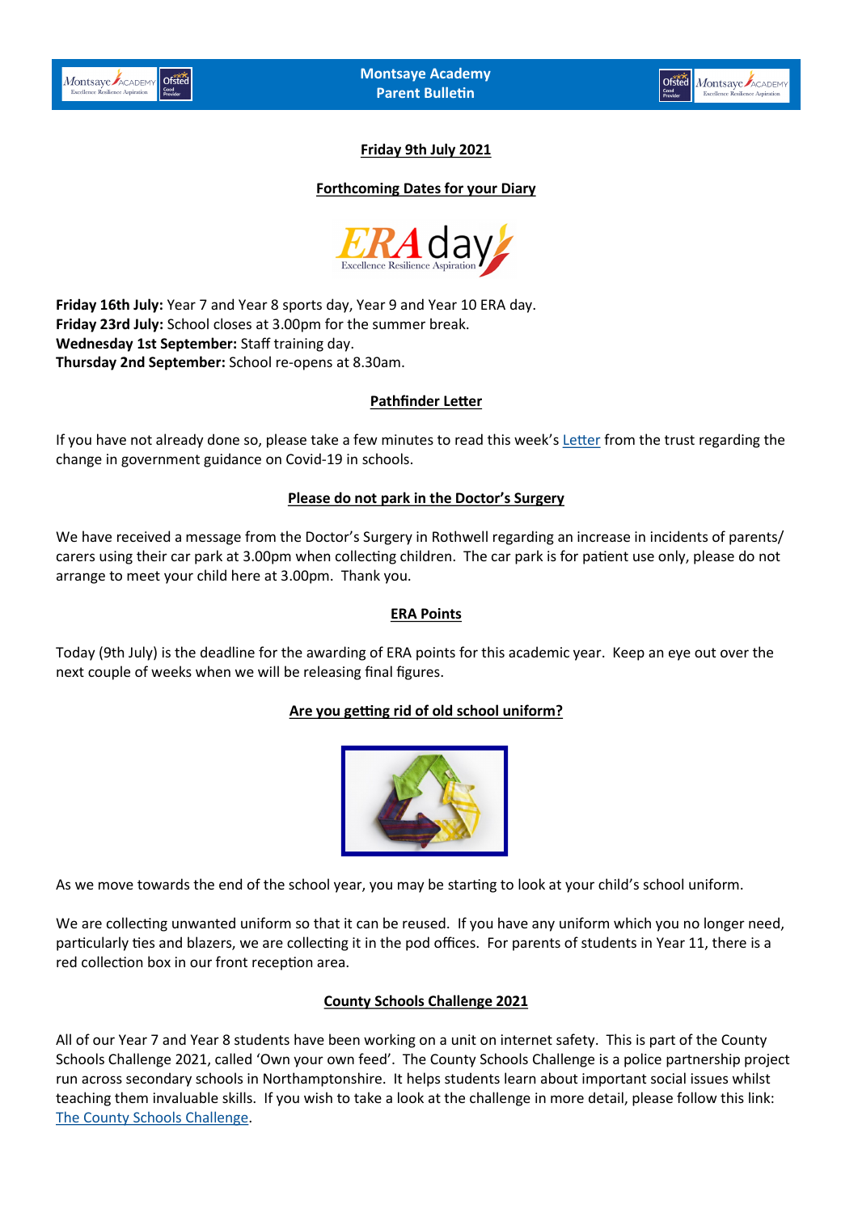# Montsaye Academy Parent Bulletin

## Friday 9th July 2021

## Forthcoming Dates for your Diary

ERA day
Excellence Resilience Aspiration

**Friday 16th July:** Year 7 and Year 8 sports day, Year 9 and Year 10 ERA day.
**Friday 23rd July:** School closes at 3.00pm for the summer break.
**Wednesday 1st September:** Staff training day.
**Thursday 2nd September:** School re-opens at 8.30am.

## Pathfinder Letter

If you have not already done so, please take a few minutes to read this week's Letter from the trust regarding the change in government guidance on Covid-19 in schools.

## Please do not park in the Doctor's Surgery

We have received a message from the Doctor's Surgery in Rothwell regarding an increase in incidents of parents/ carers using their car park at 3.00pm when collecting children. The car park is for patient use only, please do not arrange to meet your child here at 3.00pm. Thank you.

## ERA Points

Today (9th July) is the deadline for the awarding of ERA points for this academic year. Keep an eye out over the next couple of weeks when we will be releasing final figures.

## Are you getting rid of old school uniform?

As we move towards the end of the school year, you may be starting to look at your child's school uniform.

We are collecting unwanted uniform so that it can be reused. If you have any uniform which you no longer need, particularly ties and blazers, we are collecting it in the pod offices. For parents of students in Year 11, there is a red collection box in our front reception area.

## County Schools Challenge 2021

All of our Year 7 and Year 8 students have been working on a unit on internet safety. This is part of the County Schools Challenge 2021, called 'Own your own feed'. The County Schools Challenge is a police partnership project run across secondary schools in Northamptonshire. It helps students learn about important social issues whilst teaching them invaluable skills. If you wish to take a look at the challenge in more detail, please follow this link: The County Schools Challenge.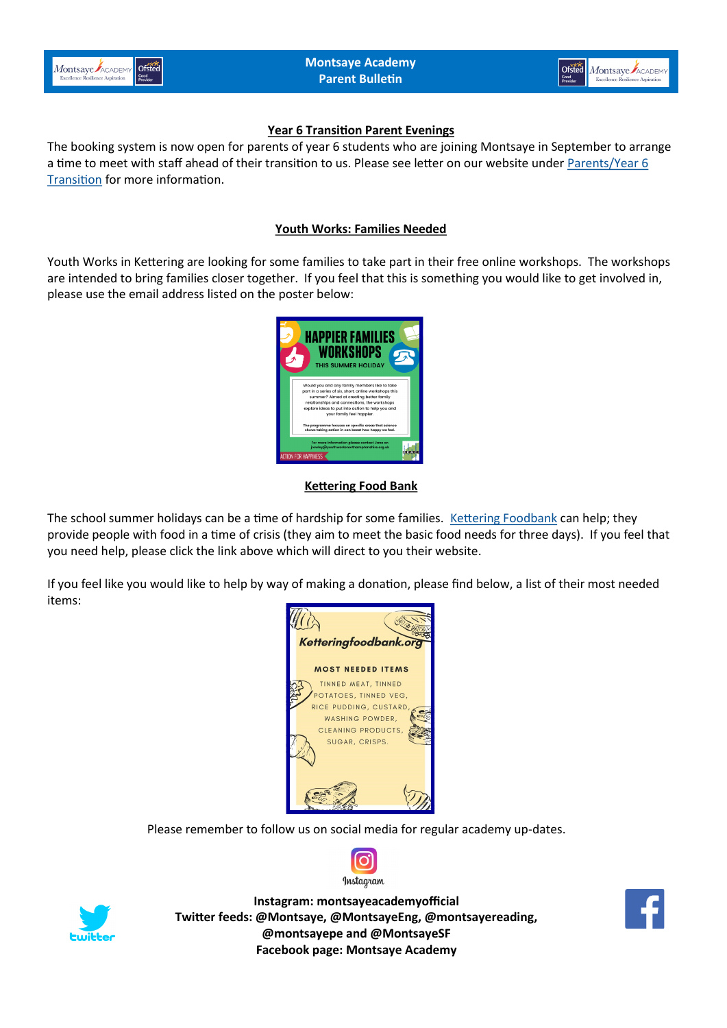## Year 6 Transition Parent Evenings

The booking system is now open for parents of year 6 students who are joining Montsaye in September to arrange a time to meet with staff ahead of their transition to us. Please see letter on our website under Parents/Year 6 Transition for more information.

## Youth Works: Families Needed

Youth Works in Kettering are looking for some families to take part in their free online workshops. The workshops are intended to bring families closer together. If you feel that this is something you would like to get involved in, please use the email address listed on the poster below:

HAPPIER FAMILIES WORKSHOPS

THIS SUMMER HOLIDAY

Would you and any family members like to take part in a series of six, short, online workshops this summer? Aimed at creating better family relationships and connections, the workshops explore ideas to put into action to help you and your family feel happier.

The programme focuses on specific areas that science shows taking action in can boost how happy we feel.

For more information please contact Jane on jlowley@youthworksnorthamptonshire.org.uk

ACTION FOR HAPPINESS

## Kettering Food Bank

The school summer holidays can be a time of hardship for some families. Kettering Foodbank can help; they provide people with food in a time of crisis (they aim to meet the basic food needs for three days). If you feel that you need help, please click the link above which will direct to you their website.

If you feel like you would like to help by way of making a donation, please find below, a list of their most needed items:

Ketteringfoodbank.org

MOST NEEDED ITEMS

TINNED MEAT, TINNED POTATOES, TINNED VEG, RICE PUDDING, CUSTARD, WASHING POWDER, CLEANING PRODUCTS, SUGAR, CRISPS.

Please remember to follow us on social media for regular academy up-dates.

**Instagram: montsayeacademyofficial**
**Twitter feeds: @Montsaye, @MontsayeEng, @montsayereading, @montsayepe and @MontsayeSF**
**Facebook page: Montsaye Academy**